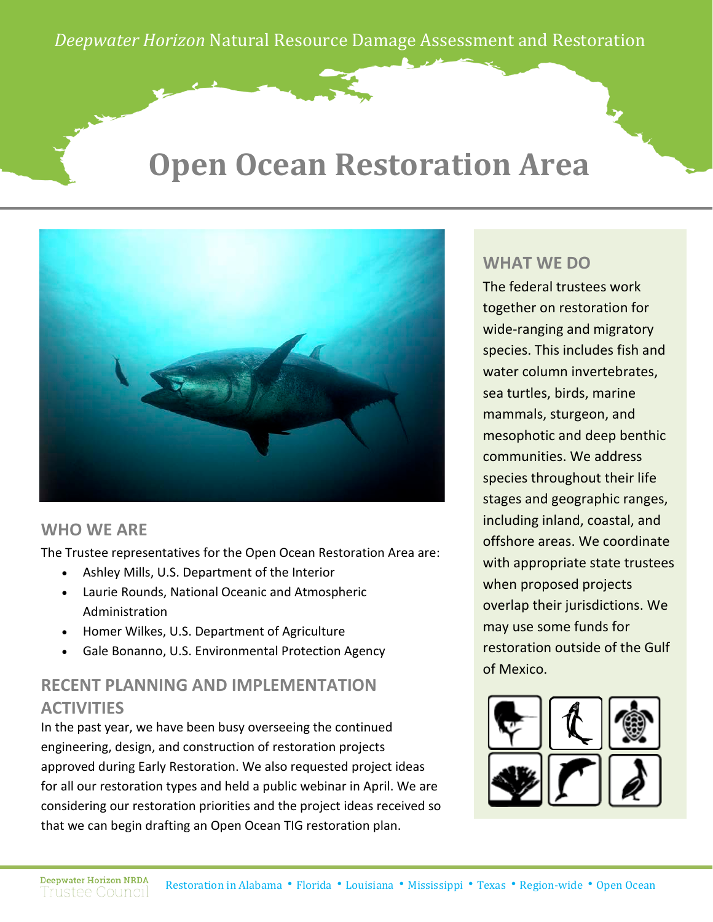*Deepwater Horizon* Natural Resource Damage Assessment and Restoration

# Open Ocean Restoration Area

## WHO WE ARE

The Trustee representatives for the Open Ocean Restoration Area are:

- Ashley Mills, U.S. Department of the Interior
- Laurie Rounds, National Oceanic and Atmospheric Administration
- Homer Wilkes, U.S. Department of Agriculture
- Gale Bonanno, U.S. Environmental Protection Agency

## RECENT PLANNING AND IMPLEMENTATION ACTIVITIES

In the past year, we have been busy overseeing the continued engineering, design, and construction of restoration projects approved during Early Restoration. We also requested project ideas for all our restoration types and held a public webinar in April. We are considering our restoration priorities and the project ideas received so that we can begin drafting an Open Ocean TIG restoration plan.

## WHAT WE DO

The federal trustees work together on restoration for wide-ranging and migratory species. This includes fish and water column invertebrates, sea turtles, birds, marine mammals, sturgeon, and mesophotic and deep benthic communities. We address species throughout their life stages and geographic ranges, including inland, coastal, and offshore areas. We coordinate with appropriate state trustees when proposed projects overlap their jurisdictions. We may use some funds for restoration outside of the Gulf of Mexico.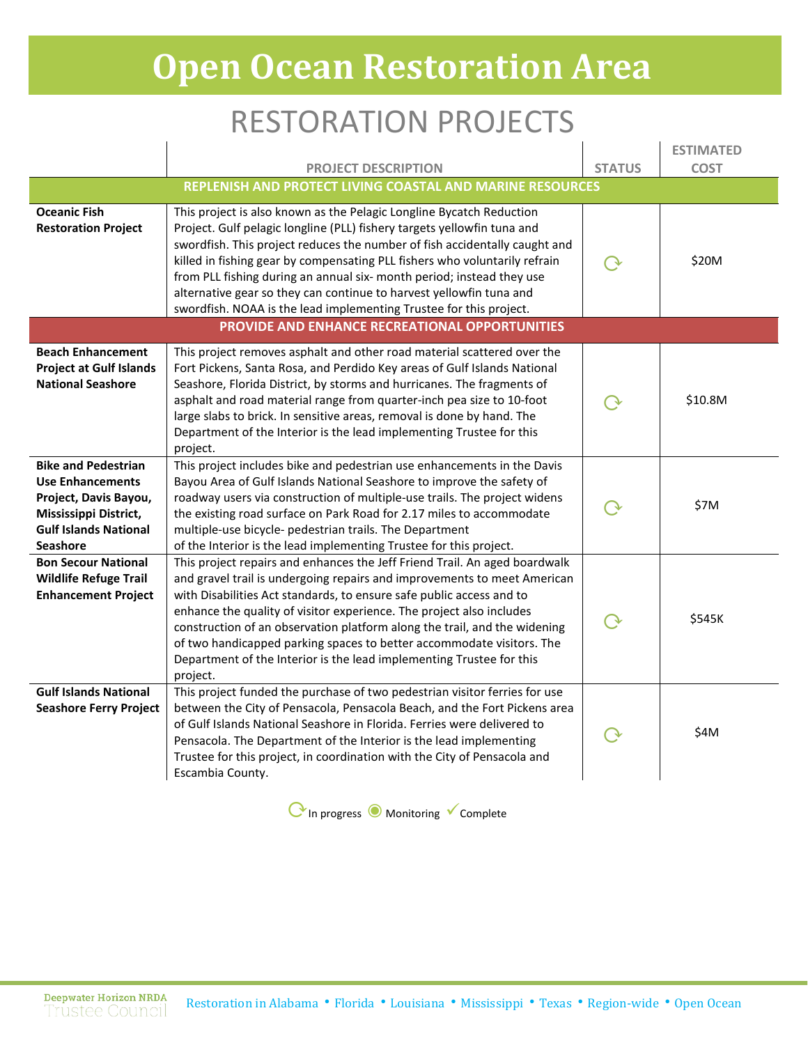# Open Ocean Restoration Area

## RESTORATION PROJECTS

| | PROJECT DESCRIPTION | STATUS | ESTIMATED COST |
|---|---|---|---|
| | **REPLENISH AND PROTECT LIVING COASTAL AND MARINE RESOURCES** | | |
| **Oceanic Fish Restoration Project** | This project is also known as the Pelagic Longline Bycatch Reduction Project. Gulf pelagic longline (PLL) fishery targets yellowfin tuna and swordfish. This project reduces the number of fish accidentally caught and killed in fishing gear by compensating PLL fishers who voluntarily refrain from PLL fishing during an annual six- month period; instead they use alternative gear so they can continue to harvest yellowfin tuna and swordfish. NOAA is the lead implementing Trustee for this project. | In progress | $20M |
| | **PROVIDE AND ENHANCE RECREATIONAL OPPORTUNITIES** | | |
| **Beach Enhancement Project at Gulf Islands National Seashore** | This project removes asphalt and other road material scattered over the Fort Pickens, Santa Rosa, and Perdido Key areas of Gulf Islands National Seashore, Florida District, by storms and hurricanes. The fragments of asphalt and road material range from quarter-inch pea size to 10-foot large slabs to brick. In sensitive areas, removal is done by hand. The Department of the Interior is the lead implementing Trustee for this project. | In progress | $10.8M |
| **Bike and Pedestrian Use Enhancements Project, Davis Bayou, Mississippi District, Gulf Islands National Seashore** | This project includes bike and pedestrian use enhancements in the Davis Bayou Area of Gulf Islands National Seashore to improve the safety of roadway users via construction of multiple-use trails. The project widens the existing road surface on Park Road for 2.17 miles to accommodate multiple-use bicycle- pedestrian trails. The Department of the Interior is the lead implementing Trustee for this project. | In progress | $7M |
| **Bon Secour National Wildlife Refuge Trail Enhancement Project** | This project repairs and enhances the Jeff Friend Trail. An aged boardwalk and gravel trail is undergoing repairs and improvements to meet American with Disabilities Act standards, to ensure safe public access and to enhance the quality of visitor experience. The project also includes construction of an observation platform along the trail, and the widening of two handicapped parking spaces to better accommodate visitors. The Department of the Interior is the lead implementing Trustee for this project. | In progress | $545K |
| **Gulf Islands National Seashore Ferry Project** | This project funded the purchase of two pedestrian visitor ferries for use between the City of Pensacola, Pensacola Beach, and the Fort Pickens area of Gulf Islands National Seashore in Florida. Ferries were delivered to Pensacola. The Department of the Interior is the lead implementing Trustee for this project, in coordination with the City of Pensacola and Escambia County. | In progress | $4M |

In progress • Monitoring • Complete

Deepwater Horizon NRDA Trustee Council

Restoration in Alabama • Florida • Louisiana • Mississippi • Texas • Region-wide • Open Ocean